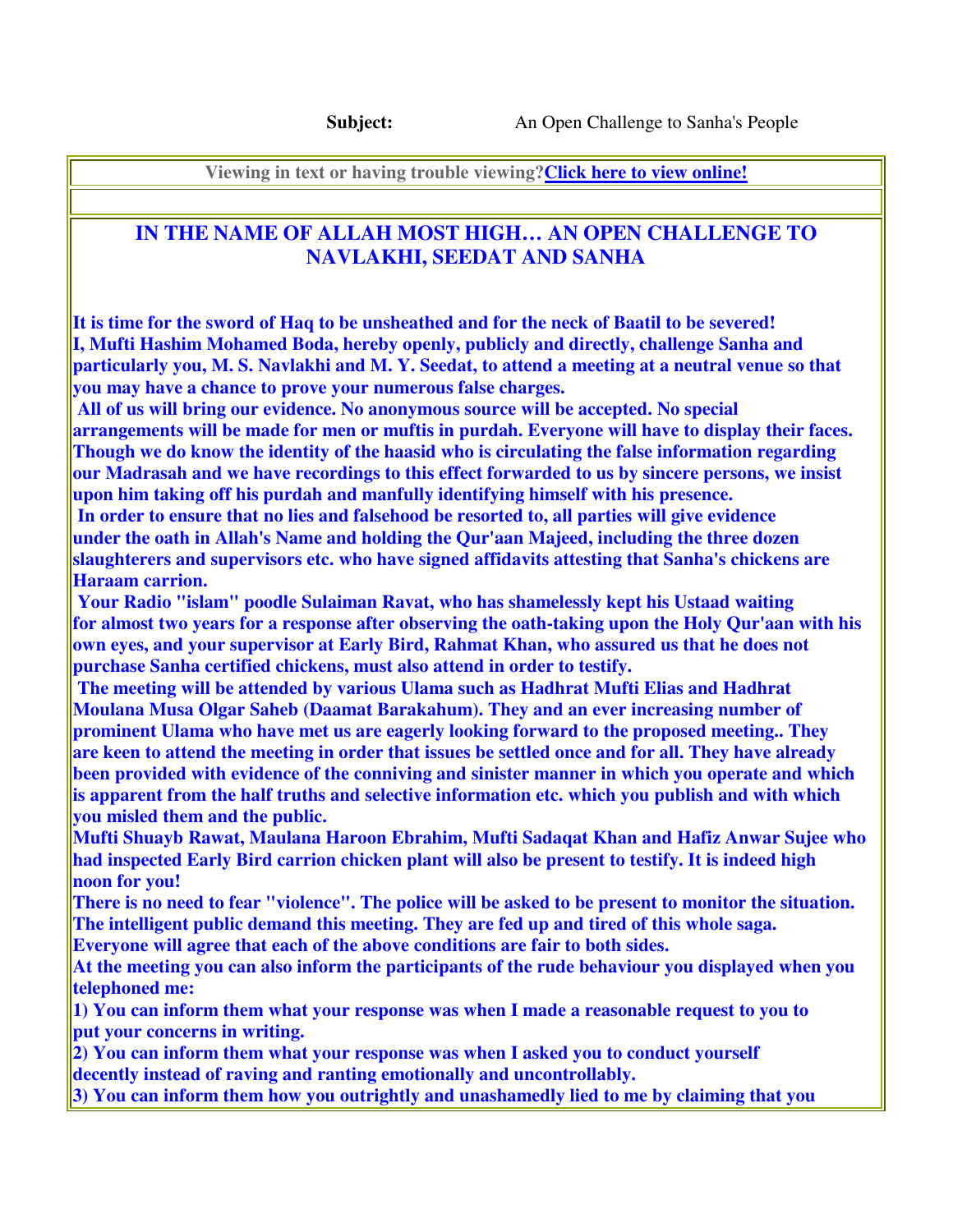**Subject:** An Open Challenge to Sanha's People

Viewing in text or having trouble viewing? **Click here to view online!**

## IN THE NAME OF ALLAH MOST HIGH… AN OPEN CHALLENGE TO NAVLAKHI, SEEDAT AND SANHA

**It is time for the sword of Haq to be unsheathed and for the neck of Baatil to be severed!**
**I, Mufti Hashim Mohamed Boda, hereby openly, publicly and directly, challenge Sanha and particularly you, M. S. Navlakhi and M. Y. Seedat, to attend a meeting at a neutral venue so that you may have a chance to prove your numerous false charges.**

**All of us will bring our evidence. No anonymous source will be accepted. No special arrangements will be made for men or muftis in purdah. Everyone will have to display their faces. Though we do know the identity of the haasid who is circulating the false information regarding our Madrasah and we have recordings to this effect forwarded to us by sincere persons, we insist upon him taking off his purdah and manfully identifying himself with his presence.**

**In order to ensure that no lies and falsehood be resorted to, all parties will give evidence under the oath in Allah's Name and holding the Qur'aan Majeed, including the three dozen slaughterers and supervisors etc. who have signed affidavits attesting that Sanha's chickens are Haraam carrion.**

**Your Radio "islam" poodle Sulaiman Ravat, who has shamelessly kept his Ustaad waiting for almost two years for a response after observing the oath-taking upon the Holy Qur'aan with his own eyes, and your supervisor at Early Bird, Rahmat Khan, who assured us that he does not purchase Sanha certified chickens, must also attend in order to testify.**

**The meeting will be attended by various Ulama such as Hadhrat Mufti Elias and Hadhrat Moulana Musa Olgar Saheb (Daamat Barakahum). They and an ever increasing number of prominent Ulama who have met us are eagerly looking forward to the proposed meeting.. They are keen to attend the meeting in order that issues be settled once and for all. They have already been provided with evidence of the conniving and sinister manner in which you operate and which is apparent from the half truths and selective information etc. which you publish and with which you misled them and the public.**

**Mufti Shuayb Rawat, Maulana Haroon Ebrahim, Mufti Sadaqat Khan and Hafiz Anwar Sujee who had inspected Early Bird carrion chicken plant will also be present to testify. It is indeed high noon for you!**

**There is no need to fear "violence". The police will be asked to be present to monitor the situation. The intelligent public demand this meeting. They are fed up and tired of this whole saga. Everyone will agree that each of the above conditions are fair to both sides.**

**At the meeting you can also inform the participants of the rude behaviour you displayed when you telephoned me:**

**1) You can inform them what your response was when I made a reasonable request to you to put your concerns in writing.**

**2) You can inform them what your response was when I asked you to conduct yourself decently instead of raving and ranting emotionally and uncontrollably.**

**3) You can inform them how you outrightly and unashamedly lied to me by claiming that you**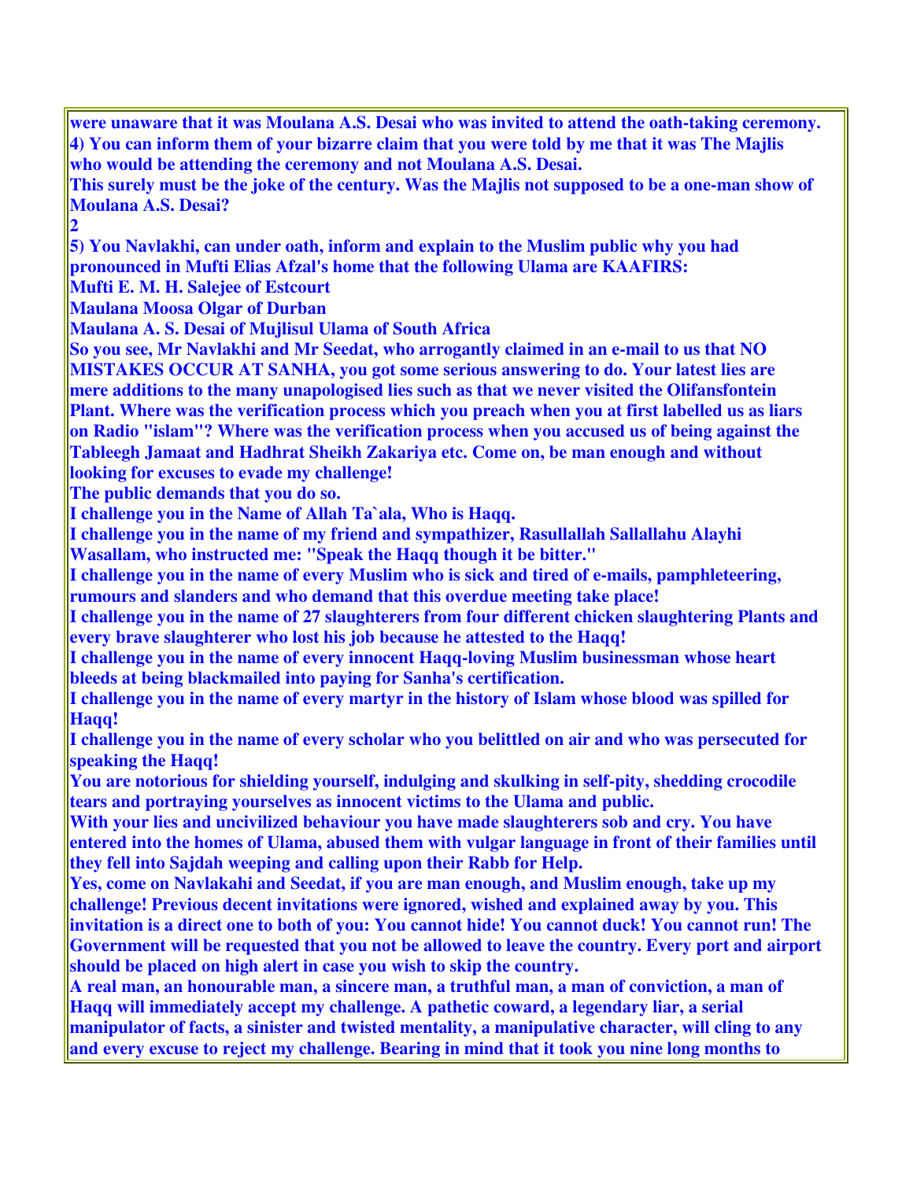**were unaware that it was Moulana A.S. Desai who was invited to attend the oath-taking ceremony.**
**4) You can inform them of your bizarre claim that you were told by me that it was The Majlis who would be attending the ceremony and not Moulana A.S. Desai.**
**This surely must be the joke of the century. Was the Majlis not supposed to be a one-man show of Moulana A.S. Desai?**

**5) You Navlakhi, can under oath, inform and explain to the Muslim public why you had pronounced in Mufti Elias Afzal's home that the following Ulama are KAAFIRS:**
**Mufti E. M. H. Salejee of Estcourt**
**Maulana Moosa Olgar of Durban**
**Maulana A. S. Desai of Mujlisul Ulama of South Africa**
**So you see, Mr Navlakhi and Mr Seedat, who arrogantly claimed in an e-mail to us that NO MISTAKES OCCUR AT SANHA, you got some serious answering to do. Your latest lies are mere additions to the many unapologised lies such as that we never visited the Olifansfontein Plant. Where was the verification process which you preach when you at first labelled us as liars on Radio "islam"? Where was the verification process when you accused us of being against the Tableegh Jamaat and Hadhrat Sheikh Zakariya etc. Come on, be man enough and without looking for excuses to evade my challenge!**
**The public demands that you do so.**
**I challenge you in the Name of Allah Ta`ala, Who is Haqq.**
**I challenge you in the name of my friend and sympathizer, Rasullallah Sallallahu Alayhi Wasallam, who instructed me: "Speak the Haqq though it be bitter."**
**I challenge you in the name of every Muslim who is sick and tired of e-mails, pamphleteering, rumours and slanders and who demand that this overdue meeting take place!**
**I challenge you in the name of 27 slaughterers from four different chicken slaughtering Plants and every brave slaughterer who lost his job because he attested to the Haqq!**
**I challenge you in the name of every innocent Haqq-loving Muslim businessman whose heart bleeds at being blackmailed into paying for Sanha's certification.**
**I challenge you in the name of every martyr in the history of Islam whose blood was spilled for Haqq!**
**I challenge you in the name of every scholar who you belittled on air and who was persecuted for speaking the Haqq!**
**You are notorious for shielding yourself, indulging and skulking in self-pity, shedding crocodile tears and portraying yourselves as innocent victims to the Ulama and public.**
**With your lies and uncivilized behaviour you have made slaughterers sob and cry. You have entered into the homes of Ulama, abused them with vulgar language in front of their families until they fell into Sajdah weeping and calling upon their Rabb for Help.**
**Yes, come on Navlakahi and Seedat, if you are man enough, and Muslim enough, take up my challenge! Previous decent invitations were ignored, wished and explained away by you. This invitation is a direct one to both of you: You cannot hide! You cannot duck! You cannot run! The Government will be requested that you not be allowed to leave the country. Every port and airport should be placed on high alert in case you wish to skip the country.**
**A real man, an honourable man, a sincere man, a truthful man, a man of conviction, a man of Haqq will immediately accept my challenge. A pathetic coward, a legendary liar, a serial manipulator of facts, a sinister and twisted mentality, a manipulative character, will cling to any and every excuse to reject my challenge. Bearing in mind that it took you nine long months to**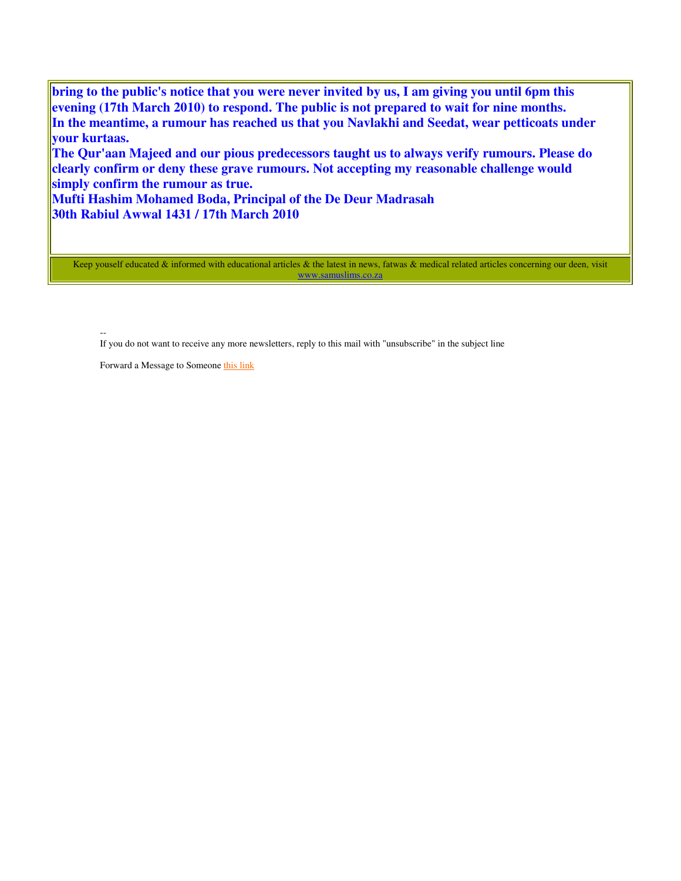**bring to the public's notice that you were never invited by us, I am giving you until 6pm this evening (17th March 2010) to respond. The public is not prepared to wait for nine months.**
**In the meantime, a rumour has reached us that you Navlakhi and Seedat, wear petticoats under your kurtaas.**
**The Qur'aan Majeed and our pious predecessors taught us to always verify rumours. Please do clearly confirm or deny these grave rumours. Not accepting my reasonable challenge would simply confirm the rumour as true.**
**Mufti Hashim Mohamed Boda, Principal of the De Deur Madrasah**
**30th Rabiul Awwal 1431 / 17th March 2010**

Keep youself educated & informed with educational articles & the latest in news, fatwas & medical related articles concerning our deen, visit www.samuslims.co.za

--
If you do not want to receive any more newsletters, reply to this mail with "unsubscribe" in the subject line

Forward a Message to Someone this link